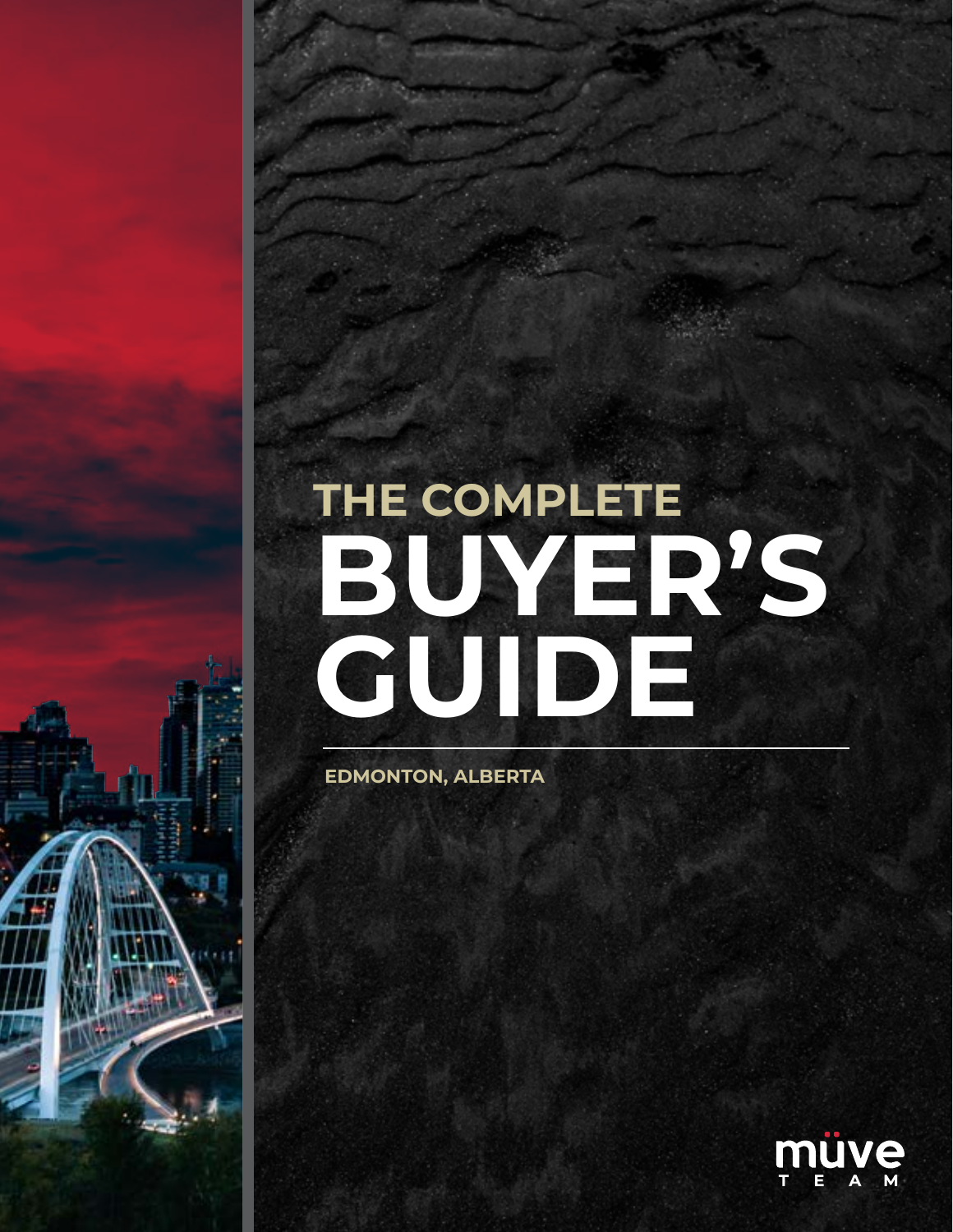THE COMPLETE

# BUYER'S GUIDE

EDMONTON, ALBERTA

müve TEAM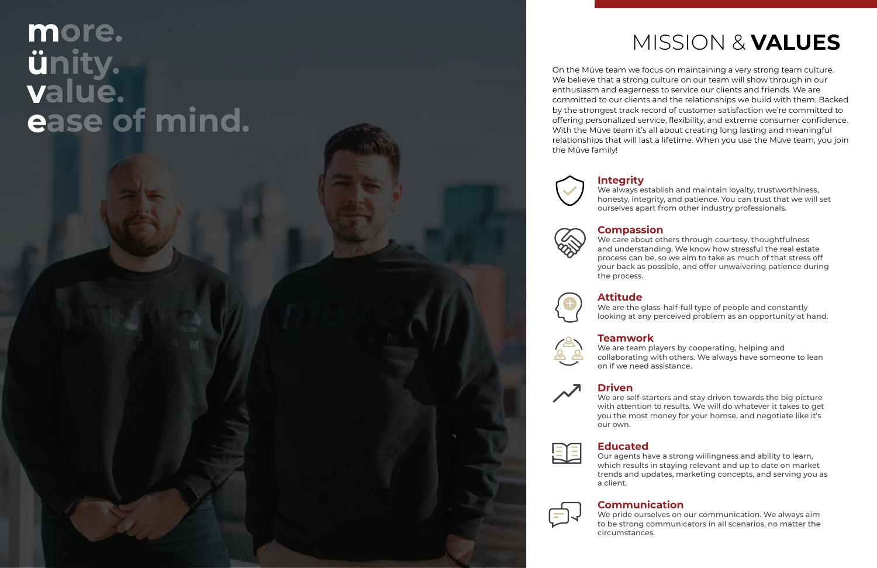**more.**
**ünity.**
**value.**
**ease of mind.**

# MISSION & **VALUES**

On the Müve team we focus on maintaining a very strong team culture. We believe that a strong culture on our team will show through in our enthusiasm and eagerness to service our clients and friends. We are committed to our clients and the relationships we build with them. Backed by the strongest track record of customer satisfaction we're committed to offering personalized service, flexibility, and extreme consumer confidence. With the Müve team it's all about creating long lasting and meaningful relationships that will last a lifetime. When you use the Müve team, you join the Müve family!

## Integrity

We always establish and maintain loyalty, trustworthiness, honesty, integrity, and patience. You can trust that we will set ourselves apart from other industry professionals.

## Compassion

We care about others through courtesy, thoughtfulness and understanding. We know how stressful the real estate process can be, so we aim to take as much of that stress off your back as possible, and offer unwaivering patience during the process.

## Attitude

We are the glass-half-full type of people and constantly looking at any perceived problem as an opportunity at hand.

## Teamwork

We are team players by cooperating, helping and collaborating with others. We always have someone to lean on if we need assistance.

## Driven

We are self-starters and stay driven towards the big picture with attention to results. We will do whatever it takes to get you the most money for your homse, and negotiate like it's our own.

## Educated

Our agents have a strong willingness and ability to learn, which results in staying relevant and up to date on market trends and updates, marketing concepts, and serving you as a client.

## Communication

We pride ourselves on our communication. We always aim to be strong communicators in all scenarios, no matter the circumstances.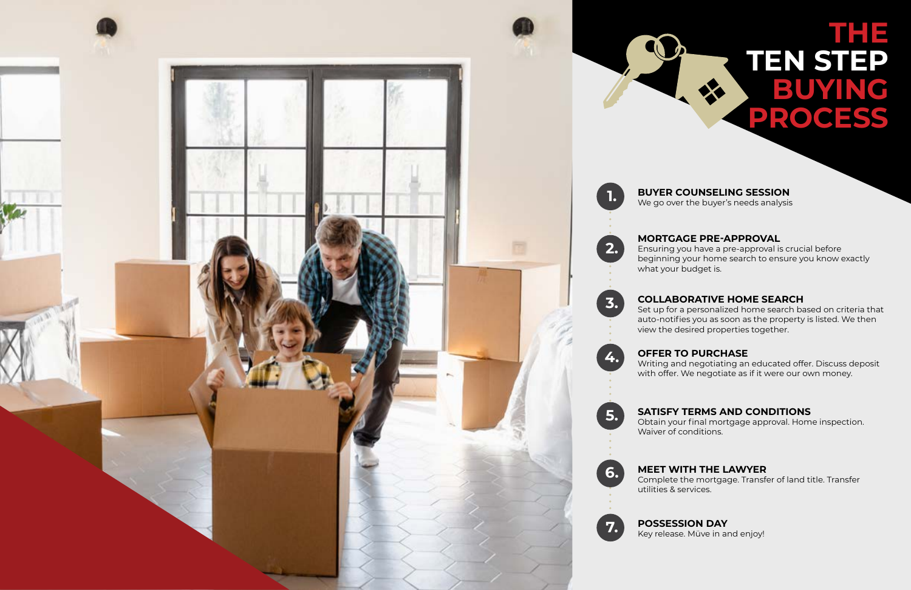# THE TEN STEP BUYING PROCESS

1. **BUYER COUNSELING SESSION**
   We go over the buyer's needs analysis

2. **MORTGAGE PRE-APPROVAL**
   Ensuring you have a pre-approval is crucial before beginning your home search to ensure you know exactly what your budget is.

3. **COLLABORATIVE HOME SEARCH**
   Set up for a personalized home search based on criteria that auto-notifies you as soon as the property is listed. We then view the desired properties together.

4. **OFFER TO PURCHASE**
   Writing and negotiating an educated offer. Discuss deposit with offer. We negotiate as if it were our own money.

5. **SATISFY TERMS AND CONDITIONS**
   Obtain your final mortgage approval. Home inspection. Waiver of conditions.

6. **MEET WITH THE LAWYER**
   Complete the mortgage. Transfer of land title. Transfer utilities & services.

7. **POSSESSION DAY**
   Key release. Müve in and enjoy!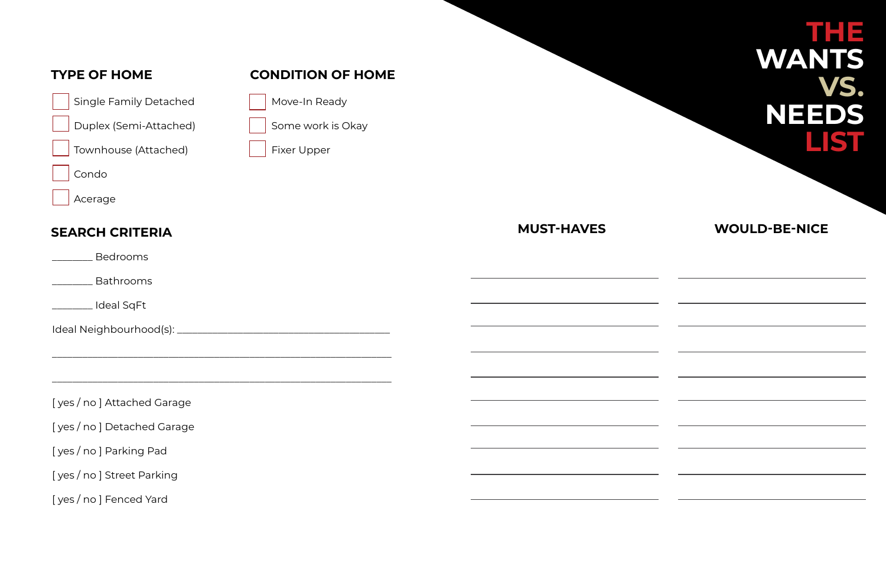# THE WANTS VS. NEEDS LIST

## TYPE OF HOME

- [ ] Single Family Detached
- [ ] Duplex (Semi-Attached)
- [ ] Townhouse (Attached)
- [ ] Condo
- [ ] Acerage

## CONDITION OF HOME

- [ ] Move-In Ready
- [ ] Some work is Okay
- [ ] Fixer Upper

## SEARCH CRITERIA

________ Bedrooms

________ Bathrooms

________ Ideal SqFt

Ideal Neighbourhood(s): ________________________________________

________________________________________________________________

________________________________________________________________

[ yes / no ] Attached Garage

[ yes / no ] Detached Garage

[ yes / no ] Parking Pad

[ yes / no ] Street Parking

[ yes / no ] Fenced Yard

| MUST-HAVES | WOULD-BE-NICE |
| --- | --- |
| | |
| | |
| | |
| | |
| | |
| | |
| | |
| | |
| | |
| | |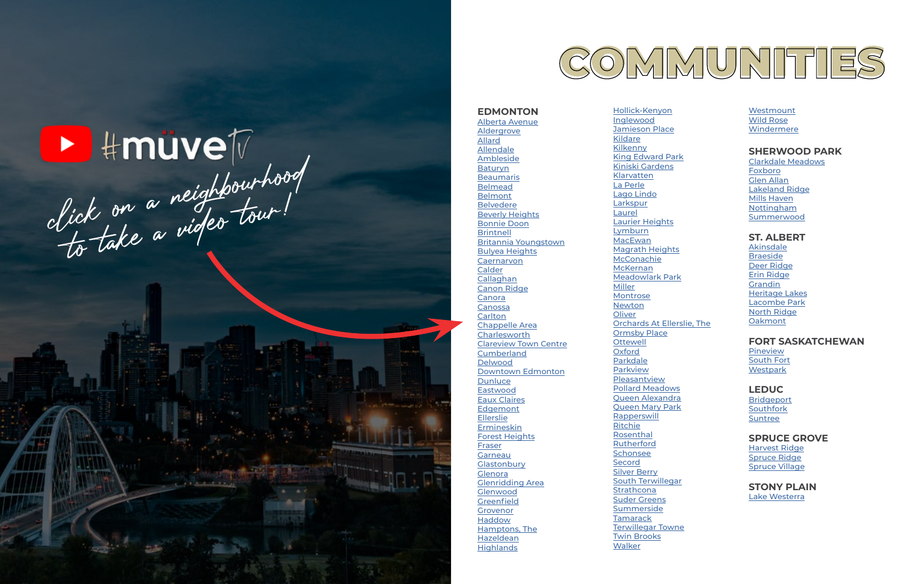#müveTV

*click on a neighbourhood to take a video tour!*

# COMMUNITIES

## EDMONTON

- Alberta Avenue
- Aldergrove
- Allard
- Allendale
- Ambleside
- Baturyn
- Beaumaris
- Belmead
- Belmont
- Belvedere
- Beverly Heights
- Bonnie Doon
- Brintnell
- Britannia Youngstown
- Bulyea Heights
- Caernarvon
- Calder
- Callaghan
- Canon Ridge
- Canora
- Canossa
- Carlton
- Chappelle Area
- Charlesworth
- Clareview Town Centre
- Cumberland
- Delwood
- Downtown Edmonton
- Dunluce
- Eastwood
- Eaux Claires
- Edgemont
- Ellerslie
- Ermineskin
- Forest Heights
- Fraser
- Garneau
- Glastonbury
- Glenora
- Glenridding Area
- Glenwood
- Greenfield
- Grovenor
- Haddow
- Hamptons, The
- Hazeldean
- Highlands
- Hollick-Kenyon
- Inglewood
- Jamieson Place
- Kildare
- Kilkenny
- King Edward Park
- Kiniski Gardens
- Klarvatten
- La Perle
- Lago Lindo
- Larkspur
- Laurel
- Laurier Heights
- Lymburn
- MacEwan
- Magrath Heights
- McConachie
- McKernan
- Meadowlark Park
- Miller
- Montrose
- Newton
- Oliver
- Orchards At Ellerslie, The
- Ormsby Place
- Ottewell
- Oxford
- Parkdale
- Parkview
- Pleasantview
- Pollard Meadows
- Queen Alexandra
- Queen Mary Park
- Rapperswill
- Ritchie
- Rosenthal
- Rutherford
- Schonsee
- Secord
- Silver Berry
- South Terwillegar
- Strathcona
- Suder Greens
- Summerside
- Tamarack
- Terwillegar Towne
- Twin Brooks
- Walker
- Westmount
- Wild Rose
- Windermere

## SHERWOOD PARK

- Clarkdale Meadows
- Foxboro
- Glen Allan
- Lakeland Ridge
- Mills Haven
- Nottingham
- Summerwood

## ST. ALBERT

- Akinsdale
- Braeside
- Deer Ridge
- Erin Ridge
- Grandin
- Heritage Lakes
- Lacombe Park
- North Ridge
- Oakmont

## FORT SASKATCHEWAN

- Pineview
- South Fort
- Westpark

## LEDUC

- Bridgeport
- Southfork
- Suntree

## SPRUCE GROVE

- Harvest Ridge
- Spruce Ridge
- Spruce Village

## STONY PLAIN

- Lake Westerra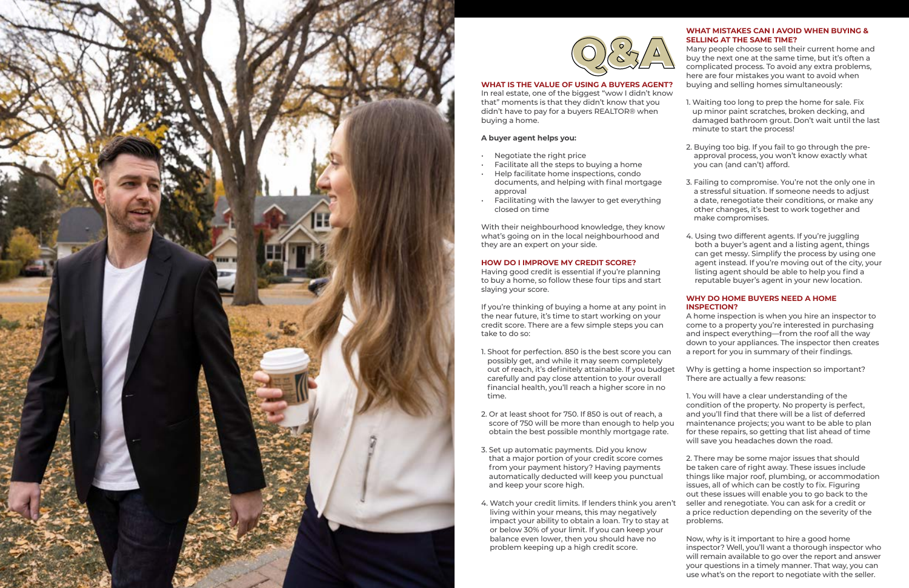# Q&A

## WHAT IS THE VALUE OF USING A BUYERS AGENT?

In real estate, one of the biggest "wow I didn't know that" moments is that they didn't know that you didn't have to pay for a buyers REALTOR® when buying a home.

**A buyer agent helps you:**

- Negotiate the right price
- Facilitate all the steps to buying a home
- Help facilitate home inspections, condo documents, and helping with final mortgage approval
- Facilitating with the lawyer to get everything closed on time

With their neighbourhood knowledge, they know what's going on in the local neighbourhood and they are an expert on your side.

## HOW DO I IMPROVE MY CREDIT SCORE?

Having good credit is essential if you're planning to buy a home, so follow these four tips and start slaying your score.

If you're thinking of buying a home at any point in the near future, it's time to start working on your credit score. There are a few simple steps you can take to do so:

1. Shoot for perfection. 850 is the best score you can possibly get, and while it may seem completely out of reach, it's definitely attainable. If you budget carefully and pay close attention to your overall financial health, you'll reach a higher score in no time.

2. Or at least shoot for 750. If 850 is out of reach, a score of 750 will be more than enough to help you obtain the best possible monthly mortgage rate.

3. Set up automatic payments. Did you know that a major portion of your credit score comes from your payment history? Having payments automatically deducted will keep you punctual and keep your score high.

4. Watch your credit limits. If lenders think you aren't living within your means, this may negatively impact your ability to obtain a loan. Try to stay at or below 30% of your limit. If you can keep your balance even lower, then you should have no problem keeping up a high credit score.

## WHAT MISTAKES CAN I AVOID WHEN BUYING & SELLING AT THE SAME TIME?

Many people choose to sell their current home and buy the next one at the same time, but it's often a complicated process. To avoid any extra problems, here are four mistakes you want to avoid when buying and selling homes simultaneously:

1. Waiting too long to prep the home for sale. Fix up minor paint scratches, broken decking, and damaged bathroom grout. Don't wait until the last minute to start the process!

2. Buying too big. If you fail to go through the pre-approval process, you won't know exactly what you can (and can't) afford.

3. Failing to compromise. You're not the only one in a stressful situation. If someone needs to adjust a date, renegotiate their conditions, or make any other changes, it's best to work together and make compromises.

4. Using two different agents. If you're juggling both a buyer's agent and a listing agent, things can get messy. Simplify the process by using one agent instead. If you're moving out of the city, your listing agent should be able to help you find a reputable buyer's agent in your new location.

## WHY DO HOME BUYERS NEED A HOME INSPECTION?

A home inspection is when you hire an inspector to come to a property you're interested in purchasing and inspect everything—from the roof all the way down to your appliances. The inspector then creates a report for you in summary of their findings.

Why is getting a home inspection so important? There are actually a few reasons:

1. You will have a clear understanding of the condition of the property. No property is perfect, and you'll find that there will be a list of deferred maintenance projects; you want to be able to plan for these repairs, so getting that list ahead of time will save you headaches down the road.

2. There may be some major issues that should be taken care of right away. These issues include things like major roof, plumbing, or accommodation issues, all of which can be costly to fix. Figuring out these issues will enable you to go back to the seller and renegotiate. You can ask for a credit or a price reduction depending on the severity of the problems.

Now, why is it important to hire a good home inspector? Well, you'll want a thorough inspector who will remain available to go over the report and answer your questions in a timely manner. That way, you can use what's on the report to negotiate with the seller.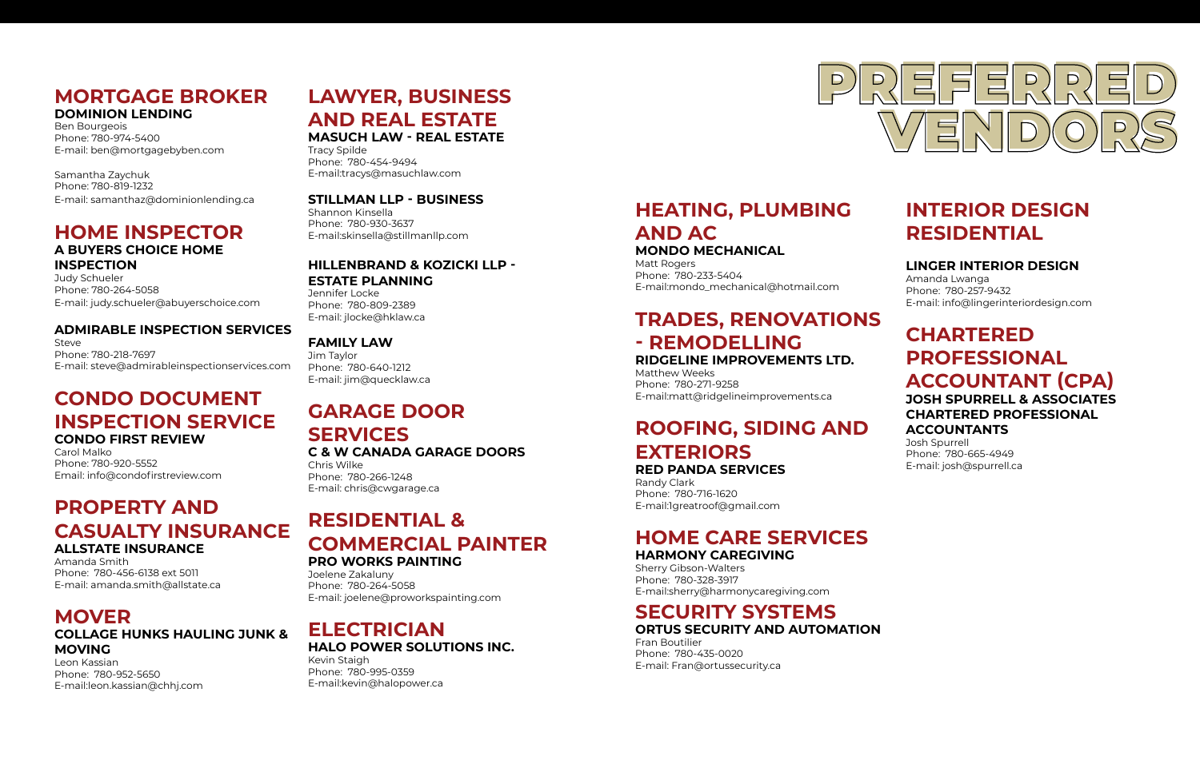# PREFERRED VENDORS

## MORTGAGE BROKER

**DOMINION LENDING**

Ben Bourgeois
Phone: 780-974-5400
E-mail: ben@mortgagebyben.com

Samantha Zaychuk
Phone: 780-819-1232
E-mail: samanthaz@dominionlending.ca

## HOME INSPECTOR

**A BUYERS CHOICE HOME INSPECTION**

Judy Schueler
Phone: 780-264-5058
E-mail: judy.schueler@abuyerschoice.com

**ADMIRABLE INSPECTION SERVICES**

Steve
Phone: 780-218-7697
E-mail: steve@admirableinspectionservices.com

## CONDO DOCUMENT INSPECTION SERVICE

**CONDO FIRST REVIEW**

Carol Malko
Phone: 780-920-5552
Email: info@condofirstreview.com

## PROPERTY AND CASUALTY INSURANCE

**ALLSTATE INSURANCE**

Amanda Smith
Phone: 780-456-6138 ext 5011
E-mail: amanda.smith@allstate.ca

## MOVER

**COLLAGE HUNKS HAULING JUNK & MOVING**

Leon Kassian
Phone: 780-952-5650
E-mail:leon.kassian@chhj.com

## LAWYER, BUSINESS AND REAL ESTATE

**MASUCH LAW - REAL ESTATE**

Tracy Spilde
Phone: 780-454-9494
E-mail:tracys@masuchlaw.com

**STILLMAN LLP - BUSINESS**

Shannon Kinsella
Phone: 780-930-3637
E-mail:skinsella@stillmanllp.com

**HILLENBRAND & KOZICKI LLP - ESTATE PLANNING**

Jennifer Locke
Phone: 780-809-2389
E-mail: jlocke@hklaw.ca

**FAMILY LAW**

Jim Taylor
Phone: 780-640-1212
E-mail: jim@quecklaw.ca

## GARAGE DOOR SERVICES

**C & W CANADA GARAGE DOORS**

Chris Wilke
Phone: 780-266-1248
E-mail: chris@cwgarage.ca

## RESIDENTIAL & COMMERCIAL PAINTER

**PRO WORKS PAINTING**

Joelene Zakaluny
Phone: 780-264-5058
E-mail: joelene@proworkspainting.com

## ELECTRICIAN

**HALO POWER SOLUTIONS INC.**

Kevin Staigh
Phone: 780-995-0359
E-mail:kevin@halopower.ca

## HEATING, PLUMBING AND AC

**MONDO MECHANICAL**

Matt Rogers
Phone: 780-233-5404
E-mail:mondo_mechanical@hotmail.com

## TRADES, RENOVATIONS - REMODELLING

**RIDGELINE IMPROVEMENTS LTD.**

Matthew Weeks
Phone: 780-271-9258
E-mail:matt@ridgelineimprovements.ca

## ROOFING, SIDING AND EXTERIORS

**RED PANDA SERVICES**

Randy Clark
Phone: 780-716-1620
E-mail:1greatroof@gmail.com

## HOME CARE SERVICES

**HARMONY CAREGIVING**

Sherry Gibson-Walters
Phone: 780-328-3917
E-mail:sherry@harmonycaregiving.com

## SECURITY SYSTEMS

**ORTUS SECURITY AND AUTOMATION**

Fran Boutilier
Phone: 780-435-0020
E-mail: Fran@ortussecurity.ca

## INTERIOR DESIGN RESIDENTIAL

**LINGER INTERIOR DESIGN**

Amanda Lwanga
Phone: 780-257-9432
E-mail: info@lingerinteriordesign.com

## CHARTERED PROFESSIONAL ACCOUNTANT (CPA)

**JOSH SPURRELL & ASSOCIATES CHARTERED PROFESSIONAL ACCOUNTANTS**

Josh Spurrell
Phone: 780-665-4949
E-mail: josh@spurrell.ca